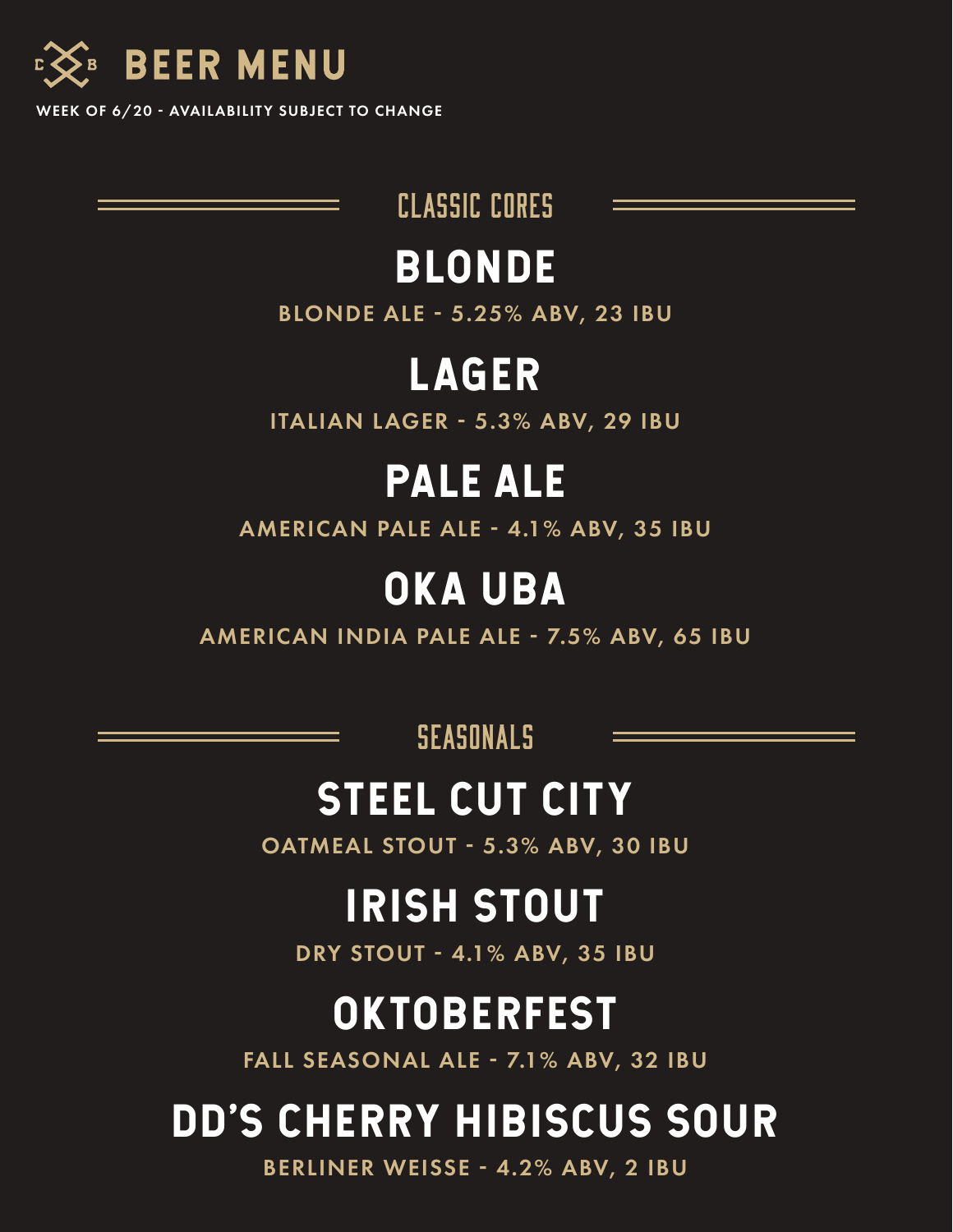# BEER MENU

**WEEK OF 6/20 - AVAILABILITY SUBJECT TO CHANGE**

## CLASSIC CORES

### BLONDE

**BLONDE ALE - 5.25% ABV, 23 IBU**

### LAGER

**ITALIAN LAGER - 5.3% ABV, 29 IBU**

### PALE ALE

**AMERICAN PALE ALE - 4.1% ABV, 35 IBU**

### OKA UBA

**AMERICAN INDIA PALE ALE - 7.5% ABV, 65 IBU**

## SEASONALS

### STEEL CUT CITY

**OATMEAL STOUT - 5.3% ABV, 30 IBU**

### IRISH STOUT

**DRY STOUT - 4.1% ABV, 35 IBU**

### OKTOBERFEST

**FALL SEASONAL ALE - 7.1% ABV, 32 IBU**

### DD'S CHERRY HIBISCUS SOUR

**BERLINER WEISSE - 4.2% ABV, 2 IBU**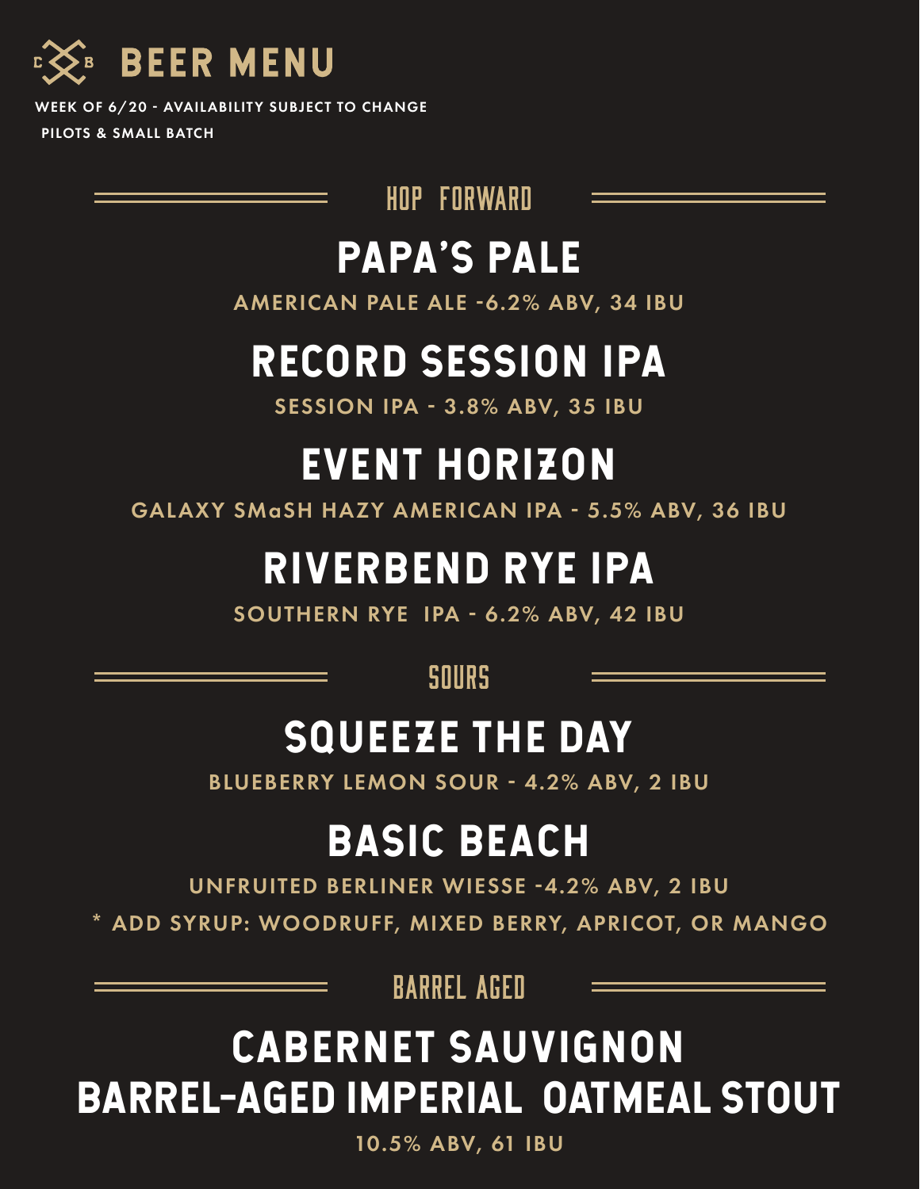# BEER MENU

**WEEK OF 6/20 - AVAILABILITY SUBJECT TO CHANGE**

**PILOTS & SMALL BATCH**

## HOP FORWARD

### PAPA'S PALE

**AMERICAN PALE ALE -6.2% ABV, 34 IBU**

### RECORD SESSION IPA

**SESSION IPA - 3.8% ABV, 35 IBU**

### EVENT HORIZON

**GALAXY SMaSH HAZY AMERICAN IPA - 5.5% ABV, 36 IBU**

### RIVERBEND RYE IPA

**SOUTHERN RYE IPA - 6.2% ABV, 42 IBU**

## SOURS

### SQUEEZE THE DAY

**BLUEBERRY LEMON SOUR - 4.2% ABV, 2 IBU**

### BASIC BEACH

**UNFRUITED BERLINER WIESSE -4.2% ABV, 2 IBU**

**\* ADD SYRUP: WOODRUFF, MIXED BERRY, APRICOT, OR MANGO**

## BARREL AGED

### CABERNET SAUVIGNON BARREL-AGED IMPERIAL OATMEAL STOUT

**10.5% ABV, 61 IBU**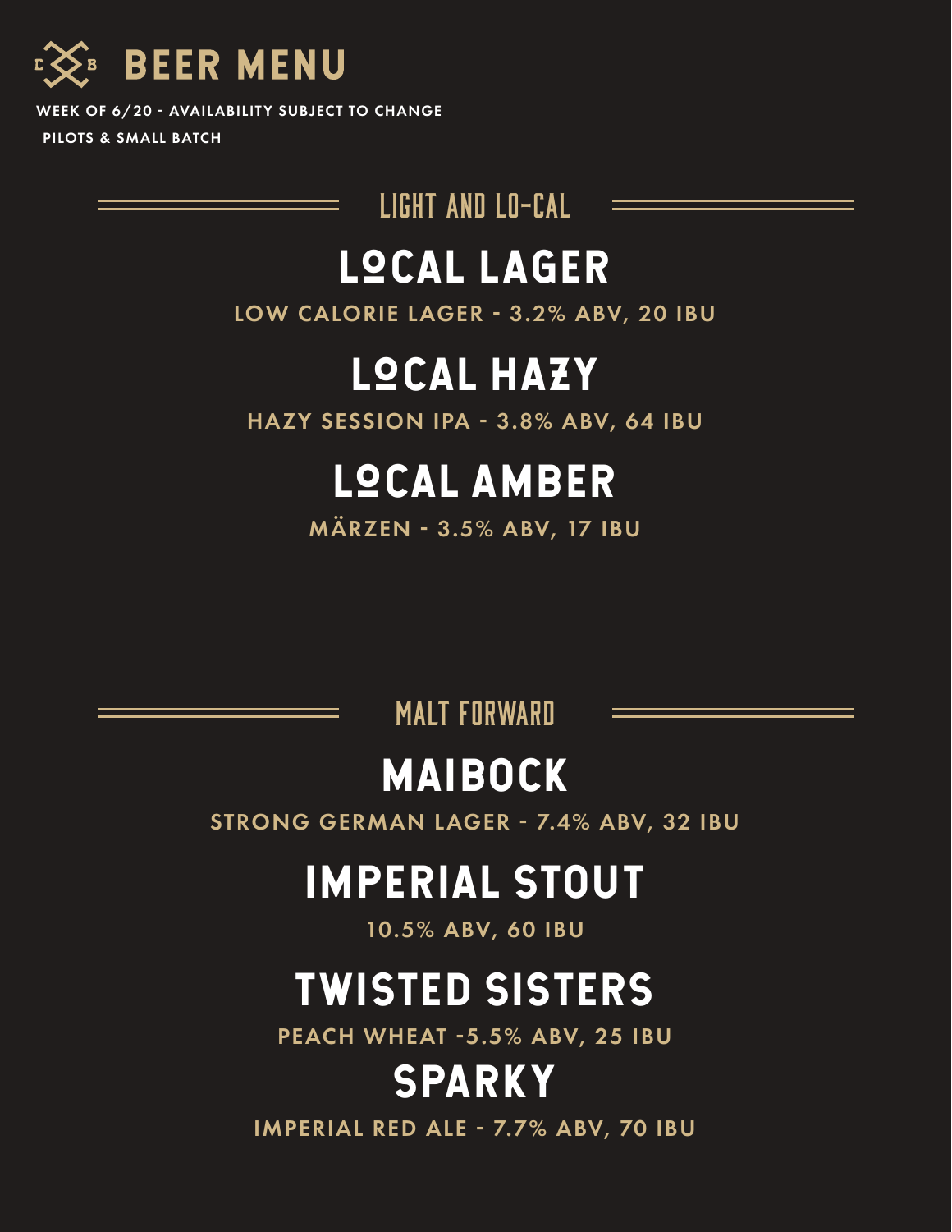# BEER MENU

**WEEK OF 6/20 - AVAILABILITY SUBJECT TO CHANGE**

**PILOTS & SMALL BATCH**

## LIGHT AND LO-CAL

### LOCAL LAGER

**LOW CALORIE LAGER - 3.2% ABV, 20 IBU**

### LOCAL HAZY

**HAZY SESSION IPA - 3.8% ABV, 64 IBU**

### LOCAL AMBER

**MÄRZEN - 3.5% ABV, 17 IBU**

## MALT FORWARD

### MAIBOCK

**STRONG GERMAN LAGER - 7.4% ABV, 32 IBU**

### IMPERIAL STOUT

**10.5% ABV, 60 IBU**

### TWISTED SISTERS

**PEACH WHEAT -5.5% ABV, 25 IBU**

### SPARKY

**IMPERIAL RED ALE - 7.7% ABV, 70 IBU**